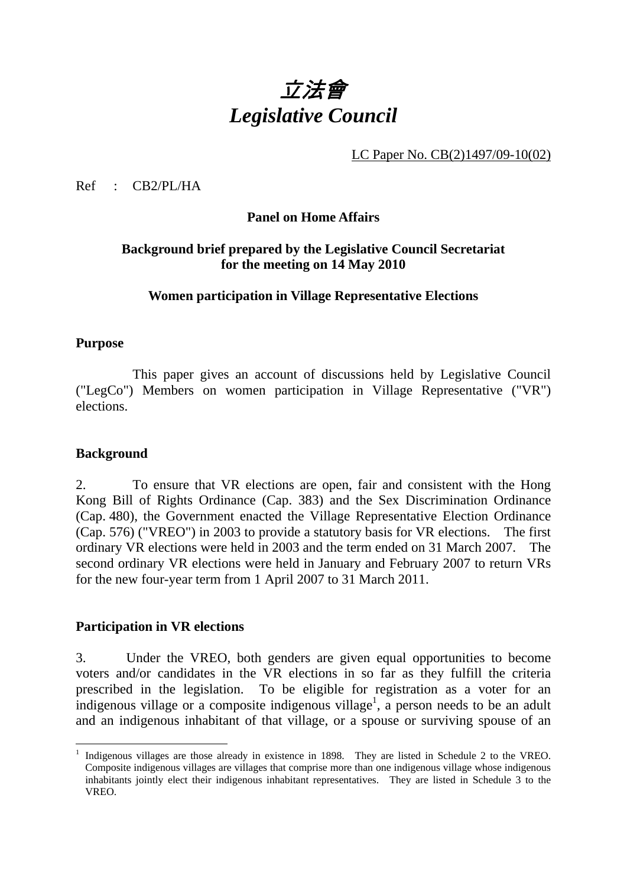# *立法會*
# *Legislative Council*

LC Paper No. CB(2)1497/09-10(02)

Ref : CB2/PL/HA

**Panel on Home Affairs**

**Background brief prepared by the Legislative Council Secretariat for the meeting on 14 May 2010**

**Women participation in Village Representative Elections**

## Purpose

This paper gives an account of discussions held by Legislative Council ("LegCo") Members on women participation in Village Representative ("VR") elections.

## Background

2. To ensure that VR elections are open, fair and consistent with the Hong Kong Bill of Rights Ordinance (Cap. 383) and the Sex Discrimination Ordinance (Cap. 480), the Government enacted the Village Representative Election Ordinance (Cap. 576) ("VREO") in 2003 to provide a statutory basis for VR elections. The first ordinary VR elections were held in 2003 and the term ended on 31 March 2007. The second ordinary VR elections were held in January and February 2007 to return VRs for the new four-year term from 1 April 2007 to 31 March 2011.

## Participation in VR elections

3. Under the VREO, both genders are given equal opportunities to become voters and/or candidates in the VR elections in so far as they fulfill the criteria prescribed in the legislation. To be eligible for registration as a voter for an indigenous village or a composite indigenous village[1], a person needs to be an adult and an indigenous inhabitant of that village, or a spouse or surviving spouse of an

---

[1] Indigenous villages are those already in existence in 1898. They are listed in Schedule 2 to the VREO. Composite indigenous villages are villages that comprise more than one indigenous village whose indigenous inhabitants jointly elect their indigenous inhabitant representatives. They are listed in Schedule 3 to the VREO.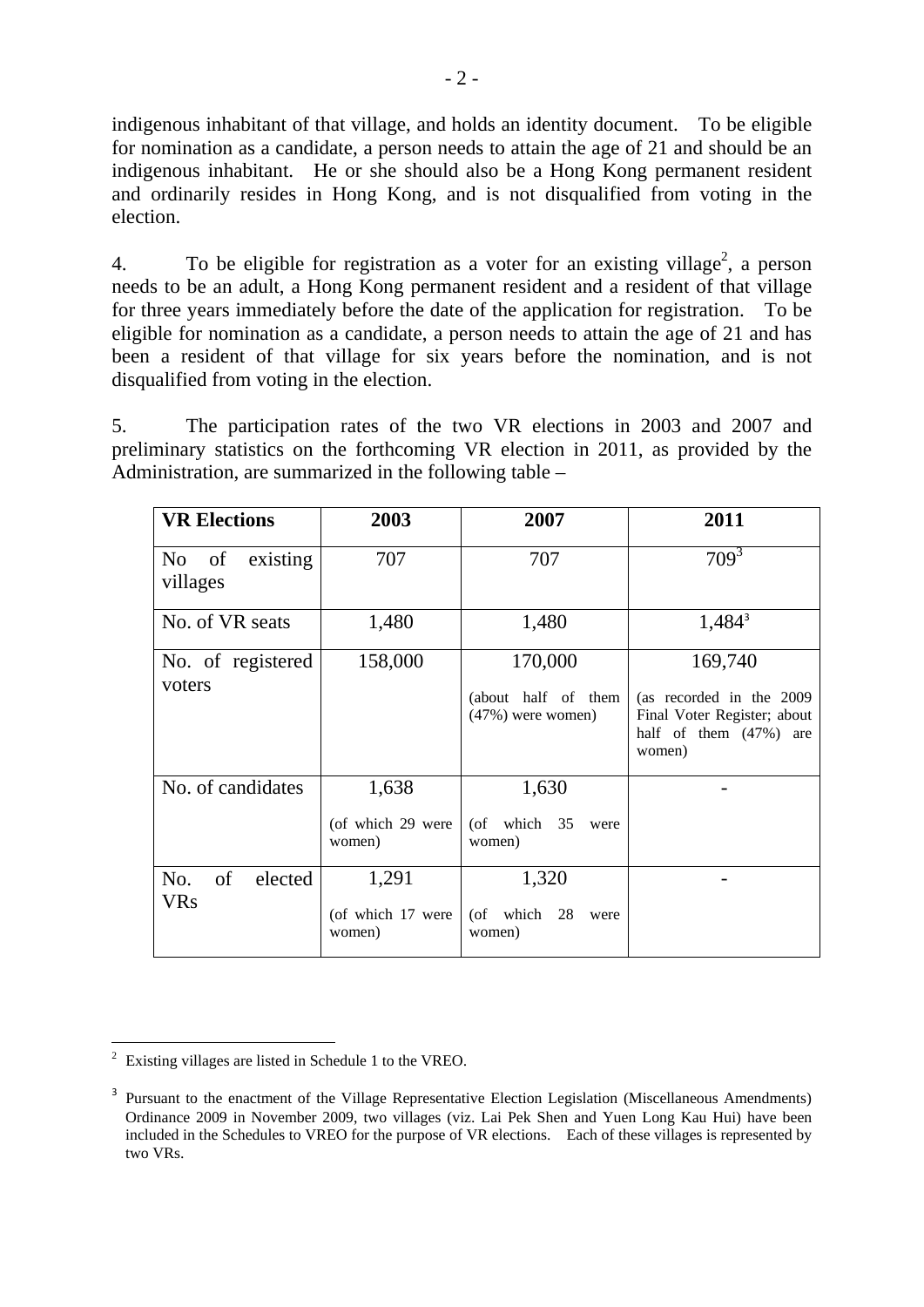indigenous inhabitant of that village, and holds an identity document. To be eligible for nomination as a candidate, a person needs to attain the age of 21 and should be an indigenous inhabitant. He or she should also be a Hong Kong permanent resident and ordinarily resides in Hong Kong, and is not disqualified from voting in the election.

4. To be eligible for registration as a voter for an existing village[2], a person needs to be an adult, a Hong Kong permanent resident and a resident of that village for three years immediately before the date of the application for registration. To be eligible for nomination as a candidate, a person needs to attain the age of 21 and has been a resident of that village for six years before the nomination, and is not disqualified from voting in the election.

5. The participation rates of the two VR elections in 2003 and 2007 and preliminary statistics on the forthcoming VR election in 2011, as provided by the Administration, are summarized in the following table –

| VR Elections | 2003 | 2007 | 2011 |
|---|---|---|---|
| No of existing villages | 707 | 707 | 709[3] |
| No. of VR seats | 1,480 | 1,480 | 1,484[3] |
| No. of registered voters | 158,000 | 170,000 (about half of them (47%) were women) | 169,740 (as recorded in the 2009 Final Voter Register; about half of them (47%) are women) |
| No. of candidates | 1,638 (of which 29 were women) | 1,630 (of which 35 were women) | - |
| No. of elected VRs | 1,291 (of which 17 were women) | 1,320 (of which 28 were women) | - |

---

[2] Existing villages are listed in Schedule 1 to the VREO.

[3] Pursuant to the enactment of the Village Representative Election Legislation (Miscellaneous Amendments) Ordinance 2009 in November 2009, two villages (viz. Lai Pek Shen and Yuen Long Kau Hui) have been included in the Schedules to VREO for the purpose of VR elections. Each of these villages is represented by two VRs.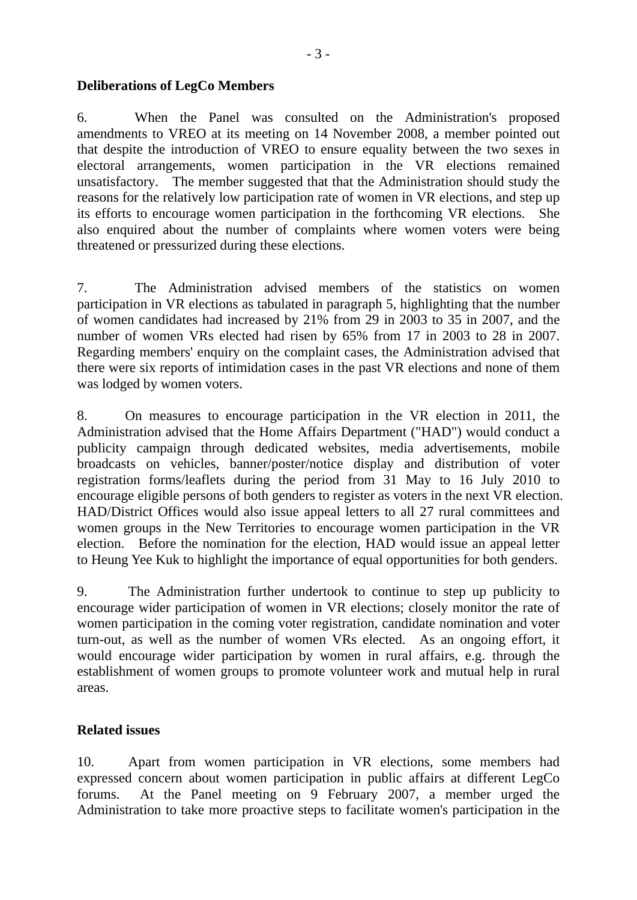**Deliberations of LegCo Members**

6. When the Panel was consulted on the Administration's proposed amendments to VREO at its meeting on 14 November 2008, a member pointed out that despite the introduction of VREO to ensure equality between the two sexes in electoral arrangements, women participation in the VR elections remained unsatisfactory. The member suggested that that the Administration should study the reasons for the relatively low participation rate of women in VR elections, and step up its efforts to encourage women participation in the forthcoming VR elections. She also enquired about the number of complaints where women voters were being threatened or pressurized during these elections.

7. The Administration advised members of the statistics on women participation in VR elections as tabulated in paragraph 5, highlighting that the number of women candidates had increased by 21% from 29 in 2003 to 35 in 2007, and the number of women VRs elected had risen by 65% from 17 in 2003 to 28 in 2007. Regarding members' enquiry on the complaint cases, the Administration advised that there were six reports of intimidation cases in the past VR elections and none of them was lodged by women voters.

8. On measures to encourage participation in the VR election in 2011, the Administration advised that the Home Affairs Department ("HAD") would conduct a publicity campaign through dedicated websites, media advertisements, mobile broadcasts on vehicles, banner/poster/notice display and distribution of voter registration forms/leaflets during the period from 31 May to 16 July 2010 to encourage eligible persons of both genders to register as voters in the next VR election. HAD/District Offices would also issue appeal letters to all 27 rural committees and women groups in the New Territories to encourage women participation in the VR election. Before the nomination for the election, HAD would issue an appeal letter to Heung Yee Kuk to highlight the importance of equal opportunities for both genders.

9. The Administration further undertook to continue to step up publicity to encourage wider participation of women in VR elections; closely monitor the rate of women participation in the coming voter registration, candidate nomination and voter turn-out, as well as the number of women VRs elected. As an ongoing effort, it would encourage wider participation by women in rural affairs, e.g. through the establishment of women groups to promote volunteer work and mutual help in rural areas.

**Related issues**

10. Apart from women participation in VR elections, some members had expressed concern about women participation in public affairs at different LegCo forums. At the Panel meeting on 9 February 2007, a member urged the Administration to take more proactive steps to facilitate women's participation in the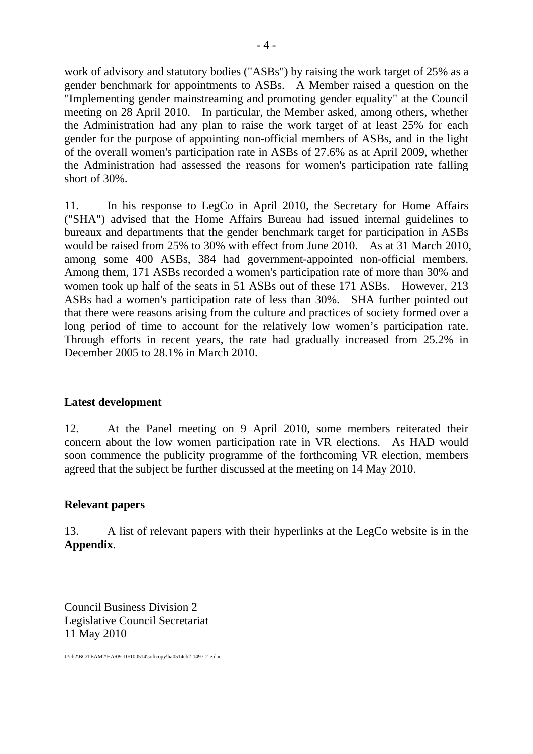work of advisory and statutory bodies ("ASBs") by raising the work target of 25% as a gender benchmark for appointments to ASBs. A Member raised a question on the "Implementing gender mainstreaming and promoting gender equality" at the Council meeting on 28 April 2010. In particular, the Member asked, among others, whether the Administration had any plan to raise the work target of at least 25% for each gender for the purpose of appointing non-official members of ASBs, and in the light of the overall women's participation rate in ASBs of 27.6% as at April 2009, whether the Administration had assessed the reasons for women's participation rate falling short of 30%.

11. In his response to LegCo in April 2010, the Secretary for Home Affairs ("SHA") advised that the Home Affairs Bureau had issued internal guidelines to bureaux and departments that the gender benchmark target for participation in ASBs would be raised from 25% to 30% with effect from June 2010. As at 31 March 2010, among some 400 ASBs, 384 had government-appointed non-official members. Among them, 171 ASBs recorded a women's participation rate of more than 30% and women took up half of the seats in 51 ASBs out of these 171 ASBs. However, 213 ASBs had a women's participation rate of less than 30%. SHA further pointed out that there were reasons arising from the culture and practices of society formed over a long period of time to account for the relatively low women's participation rate. Through efforts in recent years, the rate had gradually increased from 25.2% in December 2005 to 28.1% in March 2010.

## Latest development

12. At the Panel meeting on 9 April 2010, some members reiterated their concern about the low women participation rate in VR elections. As HAD would soon commence the publicity programme of the forthcoming VR election, members agreed that the subject be further discussed at the meeting on 14 May 2010.

## Relevant papers

13. A list of relevant papers with their hyperlinks at the LegCo website is in the **Appendix**.

Council Business Division 2
Legislative Council Secretariat
11 May 2010

J:\cb2\BC\TEAM2\HA\09-10\100514\softcopy\ha0514cb2-1497-2-e.doc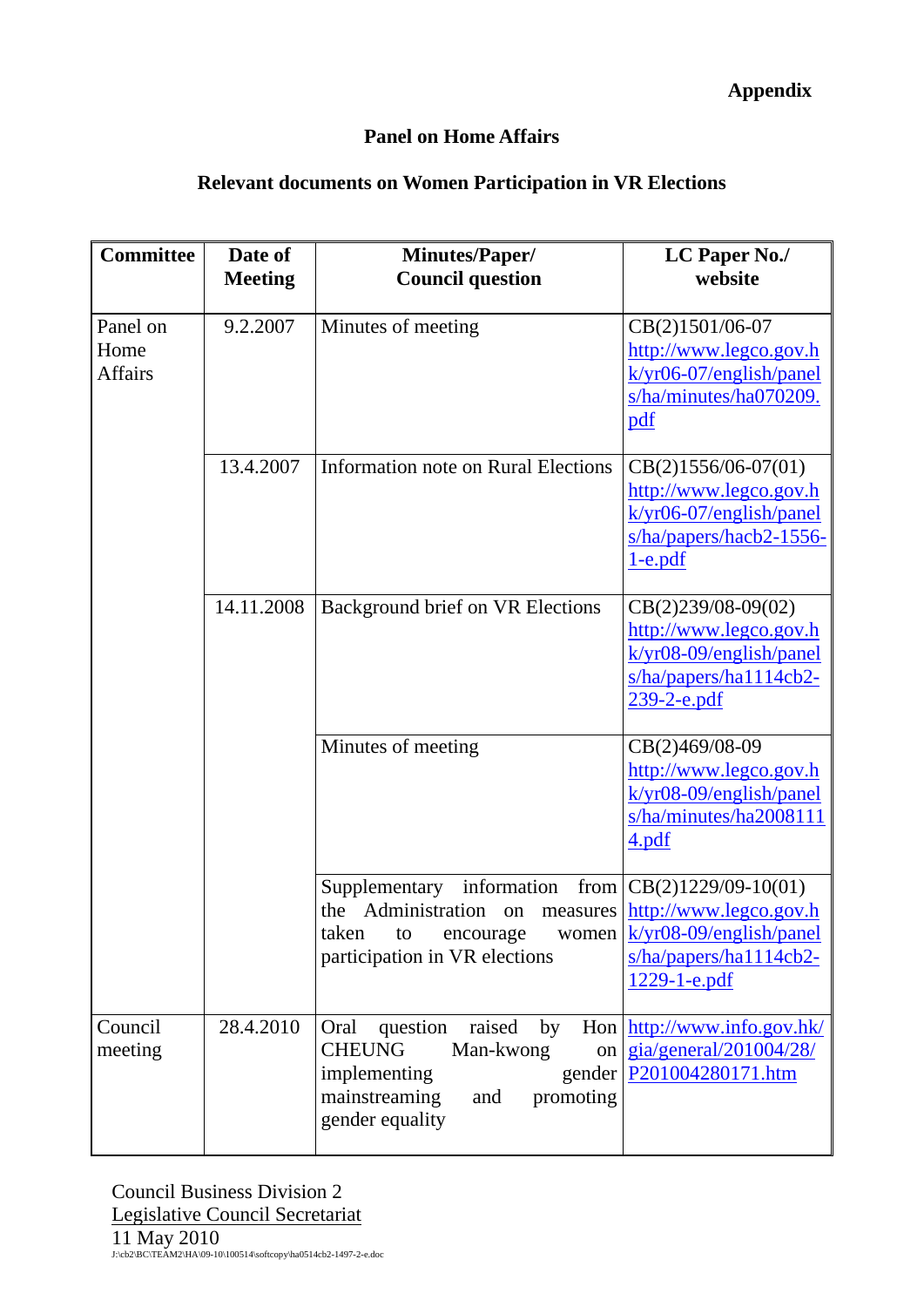**Appendix**

**Panel on Home Affairs**

**Relevant documents on Women Participation in VR Elections**

| Committee | Date of Meeting | Minutes/Paper/ Council question | LC Paper No./ website |
|---|---|---|---|
| Panel on Home Affairs | 9.2.2007 | Minutes of meeting | CB(2)1501/06-07 http://www.legco.gov.hk/yr06-07/english/panels/ha/minutes/ha070209.pdf |
| | 13.4.2007 | Information note on Rural Elections | CB(2)1556/06-07(01) http://www.legco.gov.hk/yr06-07/english/panels/ha/papers/hacb2-1556-1-e.pdf |
| | 14.11.2008 | Background brief on VR Elections | CB(2)239/08-09(02) http://www.legco.gov.hk/yr08-09/english/panels/ha/papers/ha1114cb2-239-2-e.pdf |
| | | Minutes of meeting | CB(2)469/08-09 http://www.legco.gov.hk/yr08-09/english/panels/ha/minutes/ha20081114.pdf |
| | | Supplementary information from the Administration on measures taken to encourage women participation in VR elections | CB(2)1229/09-10(01) http://www.legco.gov.hk/yr08-09/english/panels/ha/papers/ha1114cb2-1229-1-e.pdf |
| Council meeting | 28.4.2010 | Oral question raised by Hon CHEUNG Man-kwong on implementing gender mainstreaming and promoting gender equality | http://www.info.gov.hk/gia/general/201004/28/P201004280171.htm |

Council Business Division 2
Legislative Council Secretariat
11 May 2010